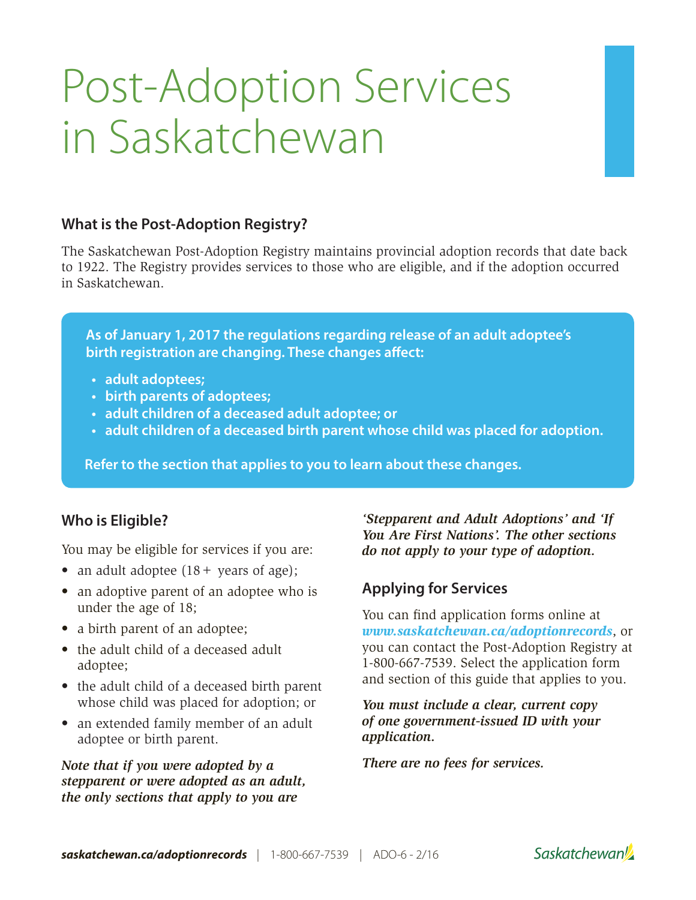# Post-Adoption Services in Saskatchewan

## What is the Post-Adoption Registry?

The Saskatchewan Post-Adoption Registry maintains provincial adoption records that date back to 1922. The Registry provides services to those who are eligible, and if the adoption occurred in Saskatchewan.

**As of January 1, 2017 the regulations regarding release of an adult adoptee's birth registration are changing. These changes affect:**

- **adult adoptees;**
- **birth parents of adoptees;**
- **adult children of a deceased adult adoptee; or**
- **adult children of a deceased birth parent whose child was placed for adoption.**

**Refer to the section that applies to you to learn about these changes.**

## Who is Eligible?

You may be eligible for services if you are:

- an adult adoptee (18+ years of age);
- an adoptive parent of an adoptee who is under the age of 18;
- a birth parent of an adoptee;
- the adult child of a deceased adult adoptee;
- the adult child of a deceased birth parent whose child was placed for adoption; or
- an extended family member of an adult adoptee or birth parent.

***Note that if you were adopted by a stepparent or were adopted as an adult, the only sections that apply to you are 'Stepparent and Adult Adoptions' and 'If You Are First Nations'. The other sections do not apply to your type of adoption.***

## Applying for Services

You can find application forms online at ***www.saskatchewan.ca/adoptionrecords***, or you can contact the Post-Adoption Registry at 1-800-667-7539. Select the application form and section of this guide that applies to you.

***You must include a clear, current copy of one government-issued ID with your application.***

***There are no fees for services.***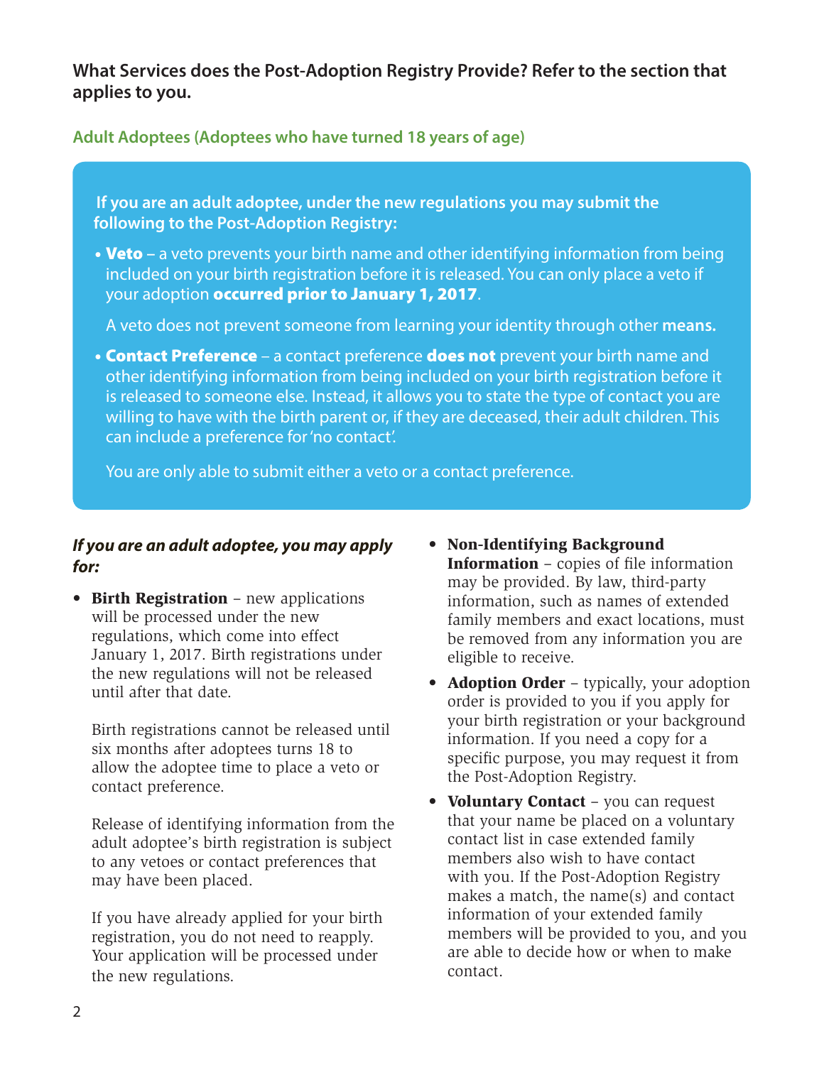## What Services does the Post-Adoption Registry Provide? Refer to the section that applies to you.

### Adult Adoptees (Adoptees who have turned 18 years of age)

**If you are an adult adoptee, under the new regulations you may submit the following to the Post-Adoption Registry:**

- **Veto –** a veto prevents your birth name and other identifying information from being included on your birth registration before it is released. You can only place a veto if your adoption **occurred prior to January 1, 2017**.

  A veto does not prevent someone from learning your identity through other **means.**

- **Contact Preference** – a contact preference **does not** prevent your birth name and other identifying information from being included on your birth registration before it is released to someone else. Instead, it allows you to state the type of contact you are willing to have with the birth parent or, if they are deceased, their adult children. This can include a preference for 'no contact'.

  You are only able to submit either a veto or a contact preference.

***If you are an adult adoptee, you may apply for:***

- **Birth Registration** – new applications will be processed under the new regulations, which come into effect January 1, 2017. Birth registrations under the new regulations will not be released until after that date.

  Birth registrations cannot be released until six months after adoptees turns 18 to allow the adoptee time to place a veto or contact preference.

  Release of identifying information from the adult adoptee's birth registration is subject to any vetoes or contact preferences that may have been placed.

  If you have already applied for your birth registration, you do not need to reapply. Your application will be processed under the new regulations.

- **Non-Identifying Background Information** – copies of file information may be provided. By law, third-party information, such as names of extended family members and exact locations, must be removed from any information you are eligible to receive.

- **Adoption Order** – typically, your adoption order is provided to you if you apply for your birth registration or your background information. If you need a copy for a specific purpose, you may request it from the Post-Adoption Registry.

- **Voluntary Contact** – you can request that your name be placed on a voluntary contact list in case extended family members also wish to have contact with you. If the Post-Adoption Registry makes a match, the name(s) and contact information of your extended family members will be provided to you, and you are able to decide how or when to make contact.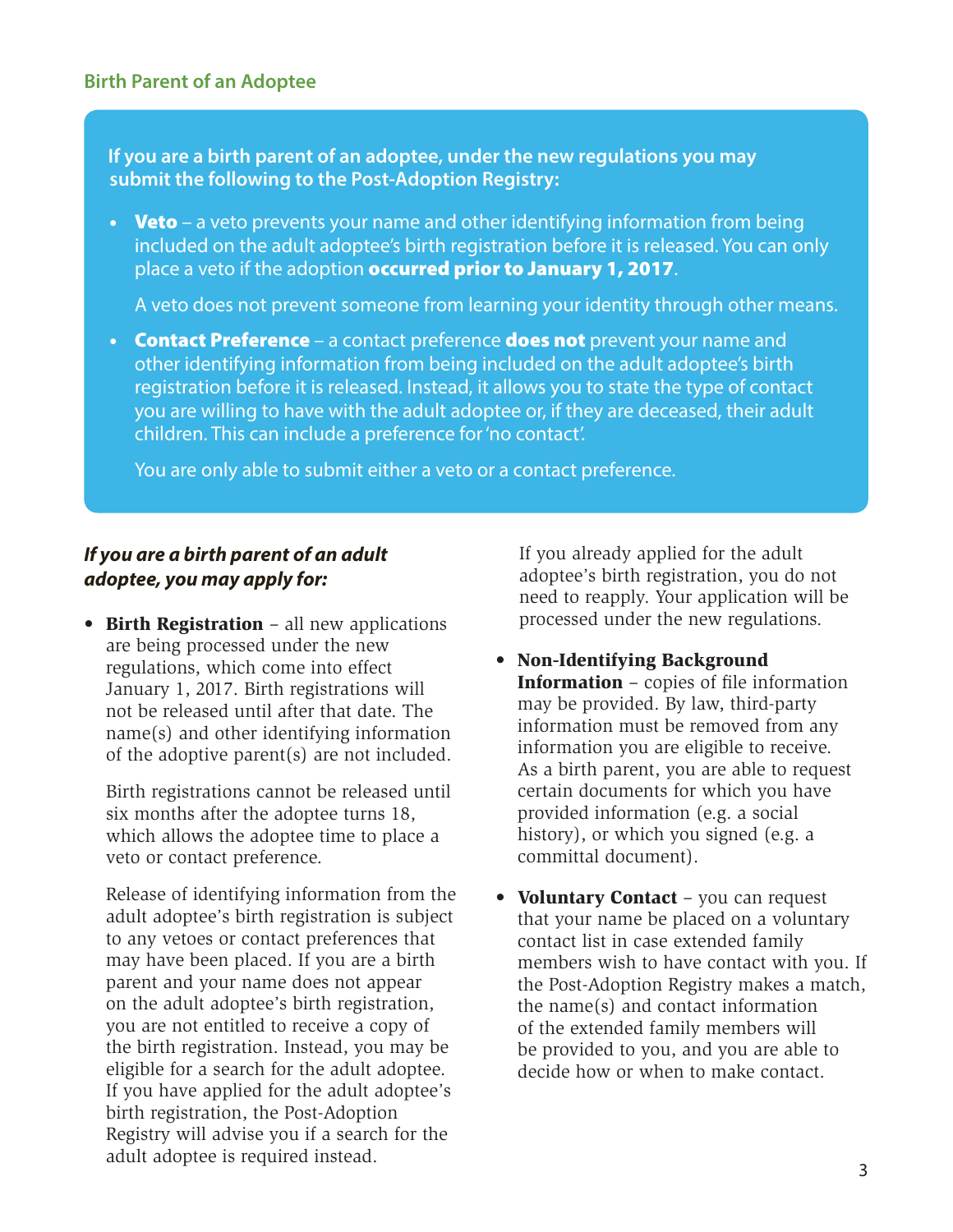## Birth Parent of an Adoptee

**If you are a birth parent of an adoptee, under the new regulations you may submit the following to the Post-Adoption Registry:**

- **Veto** – a veto prevents your name and other identifying information from being included on the adult adoptee's birth registration before it is released. You can only place a veto if the adoption **occurred prior to January 1, 2017**.

  A veto does not prevent someone from learning your identity through other means.

- **Contact Preference** – a contact preference **does not** prevent your name and other identifying information from being included on the adult adoptee's birth registration before it is released. Instead, it allows you to state the type of contact you are willing to have with the adult adoptee or, if they are deceased, their adult children. This can include a preference for 'no contact'.

  You are only able to submit either a veto or a contact preference.

***If you are a birth parent of an adult adoptee, you may apply for:***

- **Birth Registration** – all new applications are being processed under the new regulations, which come into effect January 1, 2017. Birth registrations will not be released until after that date. The name(s) and other identifying information of the adoptive parent(s) are not included.

  Birth registrations cannot be released until six months after the adoptee turns 18, which allows the adoptee time to place a veto or contact preference.

  Release of identifying information from the adult adoptee's birth registration is subject to any vetoes or contact preferences that may have been placed. If you are a birth parent and your name does not appear on the adult adoptee's birth registration, you are not entitled to receive a copy of the birth registration. Instead, you may be eligible for a search for the adult adoptee. If you have applied for the adult adoptee's birth registration, the Post-Adoption Registry will advise you if a search for the adult adoptee is required instead.

  If you already applied for the adult adoptee's birth registration, you do not need to reapply. Your application will be processed under the new regulations.

- **Non-Identifying Background Information** – copies of file information may be provided. By law, third-party information must be removed from any information you are eligible to receive. As a birth parent, you are able to request certain documents for which you have provided information (e.g. a social history), or which you signed (e.g. a committal document).

- **Voluntary Contact** – you can request that your name be placed on a voluntary contact list in case extended family members wish to have contact with you. If the Post-Adoption Registry makes a match, the name(s) and contact information of the extended family members will be provided to you, and you are able to decide how or when to make contact.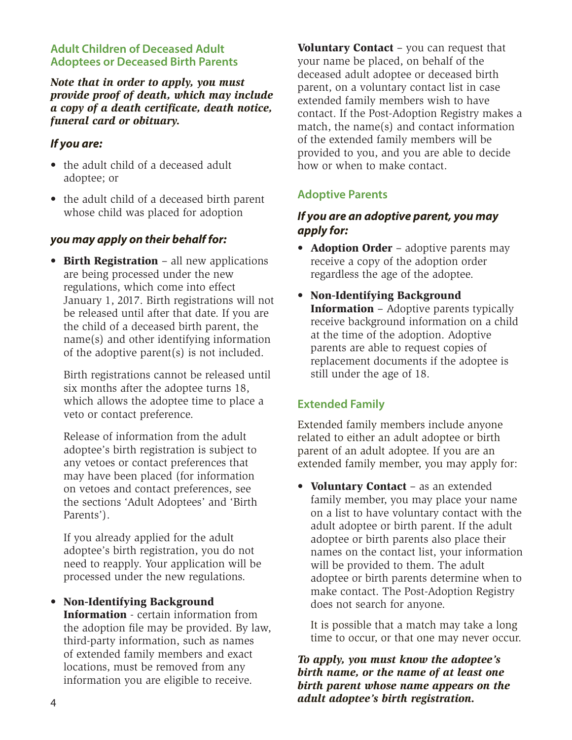## Adult Children of Deceased Adult Adoptees or Deceased Birth Parents

***Note that in order to apply, you must provide proof of death, which may include a copy of a death certificate, death notice, funeral card or obituary.***

### *If you are:*

- the adult child of a deceased adult adoptee; or
- the adult child of a deceased birth parent whose child was placed for adoption

### *you may apply on their behalf for:*

- **Birth Registration** – all new applications are being processed under the new regulations, which come into effect January 1, 2017. Birth registrations will not be released until after that date. If you are the child of a deceased birth parent, the name(s) and other identifying information of the adoptive parent(s) is not included.

  Birth registrations cannot be released until six months after the adoptee turns 18, which allows the adoptee time to place a veto or contact preference.

  Release of information from the adult adoptee's birth registration is subject to any vetoes or contact preferences that may have been placed (for information on vetoes and contact preferences, see the sections 'Adult Adoptees' and 'Birth Parents').

  If you already applied for the adult adoptee's birth registration, you do not need to reapply. Your application will be processed under the new regulations.

- **Non-Identifying Background Information** - certain information from the adoption file may be provided. By law, third-party information, such as names of extended family members and exact locations, must be removed from any information you are eligible to receive.

**Voluntary Contact** – you can request that your name be placed, on behalf of the deceased adult adoptee or deceased birth parent, on a voluntary contact list in case extended family members wish to have contact. If the Post-Adoption Registry makes a match, the name(s) and contact information of the extended family members will be provided to you, and you are able to decide how or when to make contact.

## Adoptive Parents

### *If you are an adoptive parent, you may apply for:*

- **Adoption Order** – adoptive parents may receive a copy of the adoption order regardless the age of the adoptee.
- **Non-Identifying Background Information** – Adoptive parents typically receive background information on a child at the time of the adoption. Adoptive parents are able to request copies of replacement documents if the adoptee is still under the age of 18.

## Extended Family

Extended family members include anyone related to either an adult adoptee or birth parent of an adult adoptee. If you are an extended family member, you may apply for:

- **Voluntary Contact** – as an extended family member, you may place your name on a list to have voluntary contact with the adult adoptee or birth parent. If the adult adoptee or birth parents also place their names on the contact list, your information will be provided to them. The adult adoptee or birth parents determine when to make contact. The Post-Adoption Registry does not search for anyone.

  It is possible that a match may take a long time to occur, or that one may never occur.

***To apply, you must know the adoptee's birth name, or the name of at least one birth parent whose name appears on the adult adoptee's birth registration.***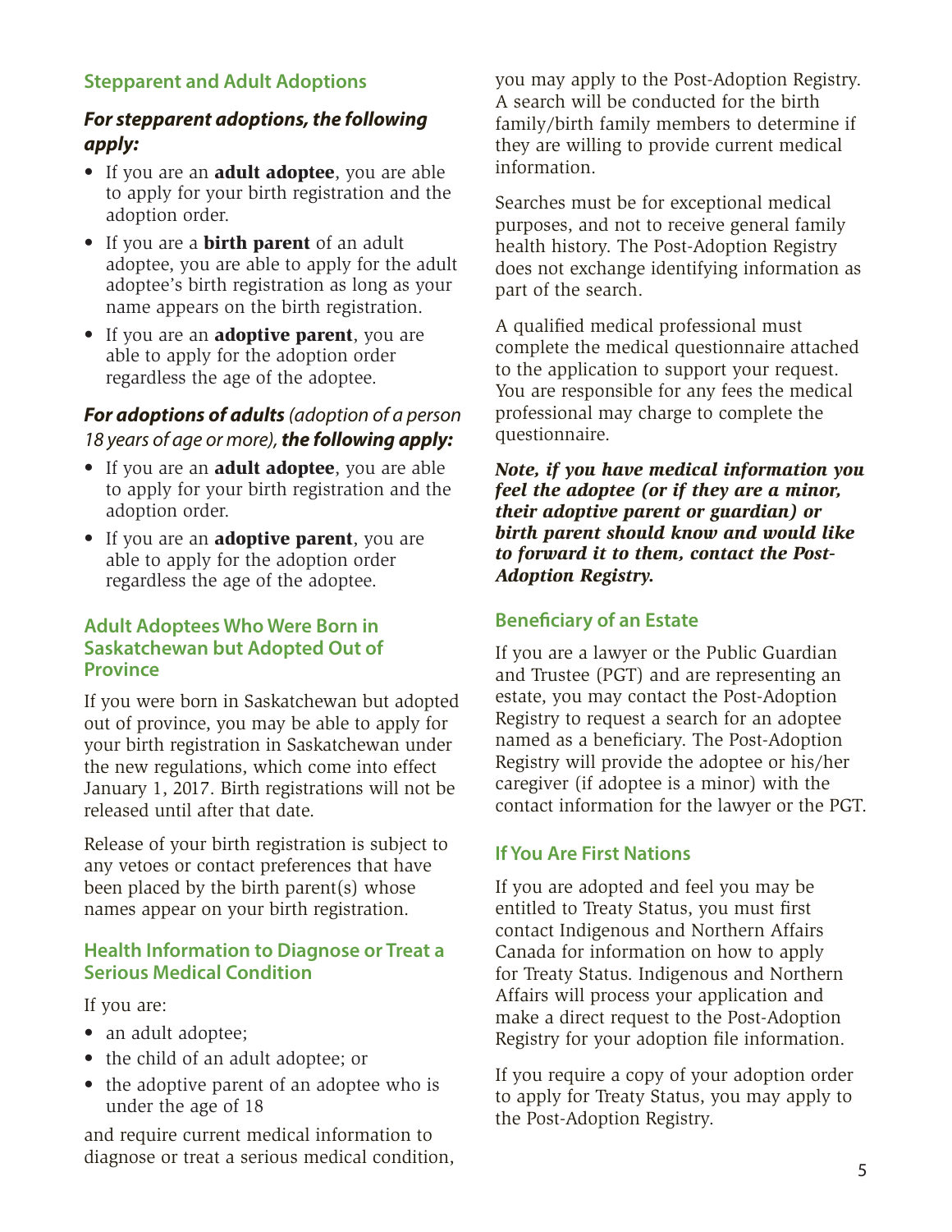## Stepparent and Adult Adoptions

### *For stepparent adoptions, the following apply:*

- If you are an **adult adoptee**, you are able to apply for your birth registration and the adoption order.
- If you are a **birth parent** of an adult adoptee, you are able to apply for the adult adoptee's birth registration as long as your name appears on the birth registration.
- If you are an **adoptive parent**, you are able to apply for the adoption order regardless the age of the adoptee.

### ***For adoptions of adults*** *(adoption of a person 18 years of age or more),* ***the following apply:***

- If you are an **adult adoptee**, you are able to apply for your birth registration and the adoption order.
- If you are an **adoptive parent**, you are able to apply for the adoption order regardless the age of the adoptee.

## Adult Adoptees Who Were Born in Saskatchewan but Adopted Out of Province

If you were born in Saskatchewan but adopted out of province, you may be able to apply for your birth registration in Saskatchewan under the new regulations, which come into effect January 1, 2017. Birth registrations will not be released until after that date.

Release of your birth registration is subject to any vetoes or contact preferences that have been placed by the birth parent(s) whose names appear on your birth registration.

## Health Information to Diagnose or Treat a Serious Medical Condition

If you are:

- an adult adoptee;
- the child of an adult adoptee; or
- the adoptive parent of an adoptee who is under the age of 18

and require current medical information to diagnose or treat a serious medical condition, you may apply to the Post-Adoption Registry. A search will be conducted for the birth family/birth family members to determine if they are willing to provide current medical information.

Searches must be for exceptional medical purposes, and not to receive general family health history. The Post-Adoption Registry does not exchange identifying information as part of the search.

A qualified medical professional must complete the medical questionnaire attached to the application to support your request. You are responsible for any fees the medical professional may charge to complete the questionnaire.

***Note, if you have medical information you feel the adoptee (or if they are a minor, their adoptive parent or guardian) or birth parent should know and would like to forward it to them, contact the Post-Adoption Registry.***

## Beneficiary of an Estate

If you are a lawyer or the Public Guardian and Trustee (PGT) and are representing an estate, you may contact the Post-Adoption Registry to request a search for an adoptee named as a beneficiary. The Post-Adoption Registry will provide the adoptee or his/her caregiver (if adoptee is a minor) with the contact information for the lawyer or the PGT.

## If You Are First Nations

If you are adopted and feel you may be entitled to Treaty Status, you must first contact Indigenous and Northern Affairs Canada for information on how to apply for Treaty Status. Indigenous and Northern Affairs will process your application and make a direct request to the Post-Adoption Registry for your adoption file information.

If you require a copy of your adoption order to apply for Treaty Status, you may apply to the Post-Adoption Registry.